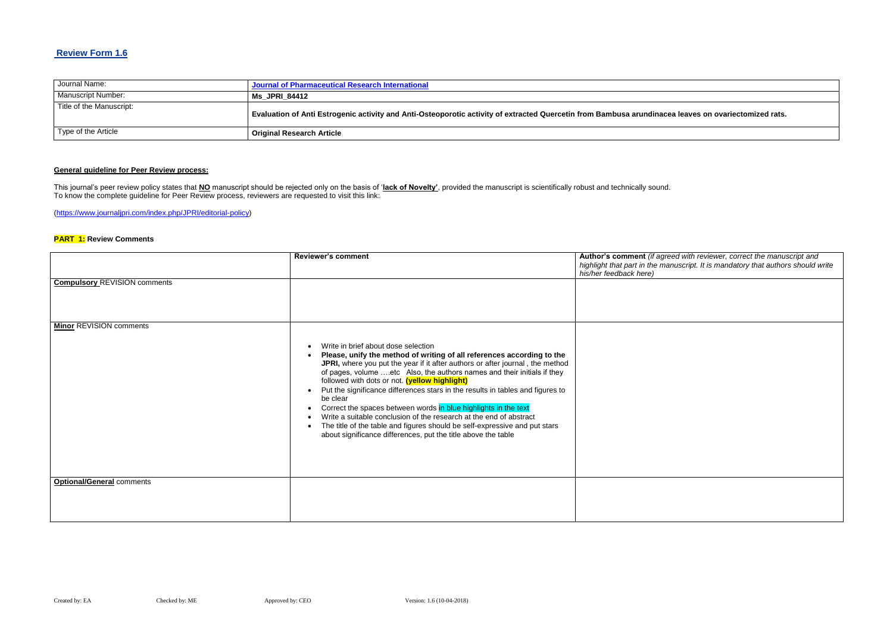## Review Form 1.6

| Journal Name: | Journal of Pharmaceutical Research International |
|---|---|
| Manuscript Number: | **Ms_JPRI_84412** |
| Title of the Manuscript: | **Evaluation of Anti Estrogenic activity and Anti-Osteoporotic activity of extracted Quercetin from Bambusa arundinacea leaves on ovariectomized rats.** |
| Type of the Article | **Original Research Article** |

**General guideline for Peer Review process:**

This journal's peer review policy states that **NO** manuscript should be rejected only on the basis of '**lack of Novelty'**, provided the manuscript is scientifically robust and technically sound.
To know the complete guideline for Peer Review process, reviewers are requested to visit this link:

(https://www.journaljpri.com/index.php/JPRI/editorial-policy)

**PART 1: Review Comments**

| | **Reviewer's comment** | **Author's comment** *(if agreed with reviewer, correct the manuscript and highlight that part in the manuscript. It is mandatory that authors should write his/her feedback here)* |
|---|---|---|
| **Compulsory** REVISION comments | | |
| **Minor** REVISION comments | • Write in brief about dose selection<br>• **Please, unify the method of writing of all references according to the JPRI,** where you put the year if it after authors or after journal , the method of pages, volume ….etc Also, the authors names and their initials if they followed with dots or not. **(yellow highlight)**<br>• Put the significance differences stars in the results in tables and figures to be clear<br>• Correct the spaces between words in blue highlights in the text<br>• Write a suitable conclusion of the research at the end of abstract<br>• The title of the table and figures should be self-expressive and put stars about significance differences, put the title above the table | |
| **Optional/General** comments | | |

Created by: EA Checked by: ME Approved by: CEO Version: 1.6 (10-04-2018)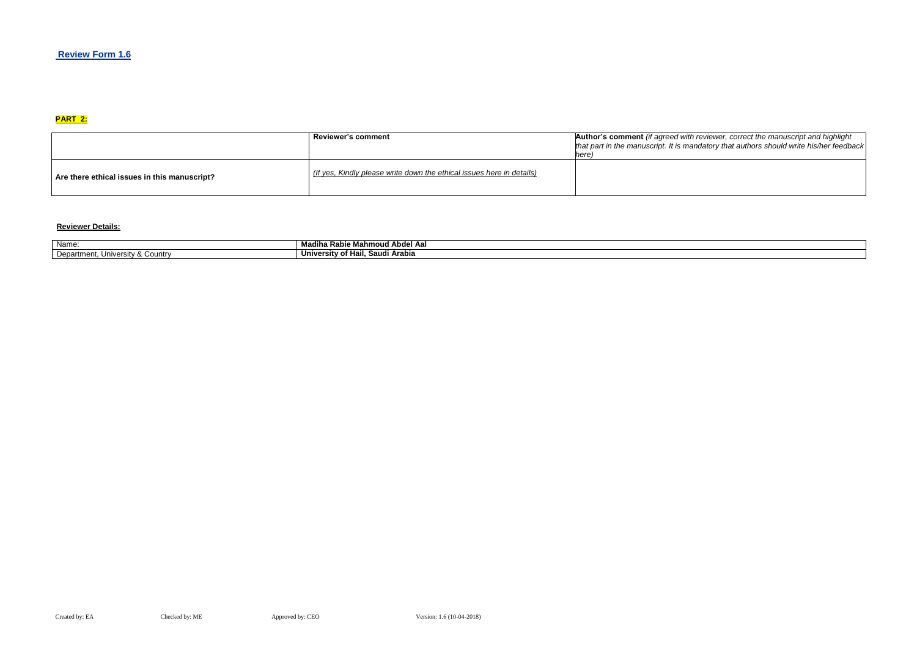**Review Form 1.6**

**PART 2:**

| | Reviewer's comment | Author's comment *(if agreed with reviewer, correct the manuscript and highlight that part in the manuscript. It is mandatory that authors should write his/her feedback here)* |
|---|---|---|
| **Are there ethical issues in this manuscript?** | *(If yes, Kindly please write down the ethical issues here in details)* | |

**Reviewer Details:**

| | |
|---|---|
| Name: | **Madiha Rabie Mahmoud Abdel Aal** |
| Department, University & Country | **University of Hail, Saudi Arabia** |